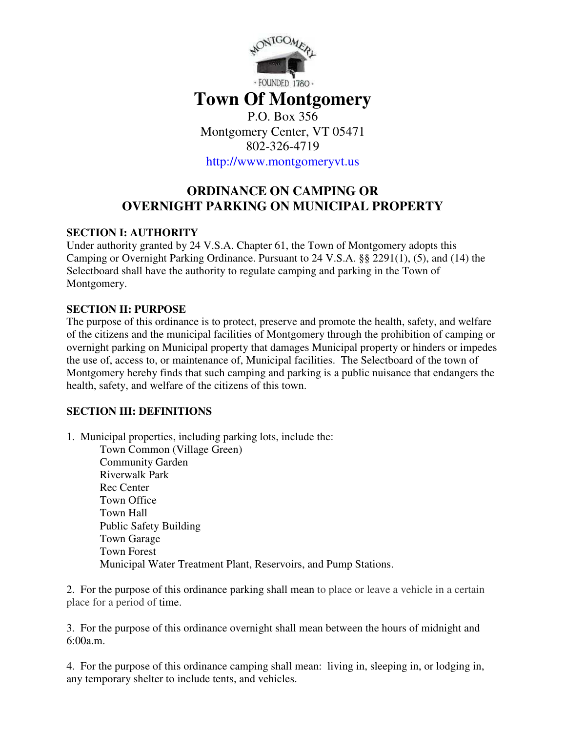# Town Of Montgomery

P.O. Box 356
Montgomery Center, VT 05471
802-326-4719
http://www.montgomeryvt.us

## ORDINANCE ON CAMPING OR OVERNIGHT PARKING ON MUNICIPAL PROPERTY

### SECTION I: AUTHORITY

Under authority granted by 24 V.S.A. Chapter 61, the Town of Montgomery adopts this Camping or Overnight Parking Ordinance. Pursuant to 24 V.S.A. §§ 2291(1), (5), and (14) the Selectboard shall have the authority to regulate camping and parking in the Town of Montgomery.

### SECTION II: PURPOSE

The purpose of this ordinance is to protect, preserve and promote the health, safety, and welfare of the citizens and the municipal facilities of Montgomery through the prohibition of camping or overnight parking on Municipal property that damages Municipal property or hinders or impedes the use of, access to, or maintenance of, Municipal facilities. The Selectboard of the town of Montgomery hereby finds that such camping and parking is a public nuisance that endangers the health, safety, and welfare of the citizens of this town.

### SECTION III: DEFINITIONS

1. Municipal properties, including parking lots, include the:
   - Town Common (Village Green)
   - Community Garden
   - Riverwalk Park
   - Rec Center
   - Town Office
   - Town Hall
   - Public Safety Building
   - Town Garage
   - Town Forest
   - Municipal Water Treatment Plant, Reservoirs, and Pump Stations.

2. For the purpose of this ordinance parking shall mean to place or leave a vehicle in a certain place for a period of time.

3. For the purpose of this ordinance overnight shall mean between the hours of midnight and 6:00a.m.

4. For the purpose of this ordinance camping shall mean: living in, sleeping in, or lodging in, any temporary shelter to include tents, and vehicles.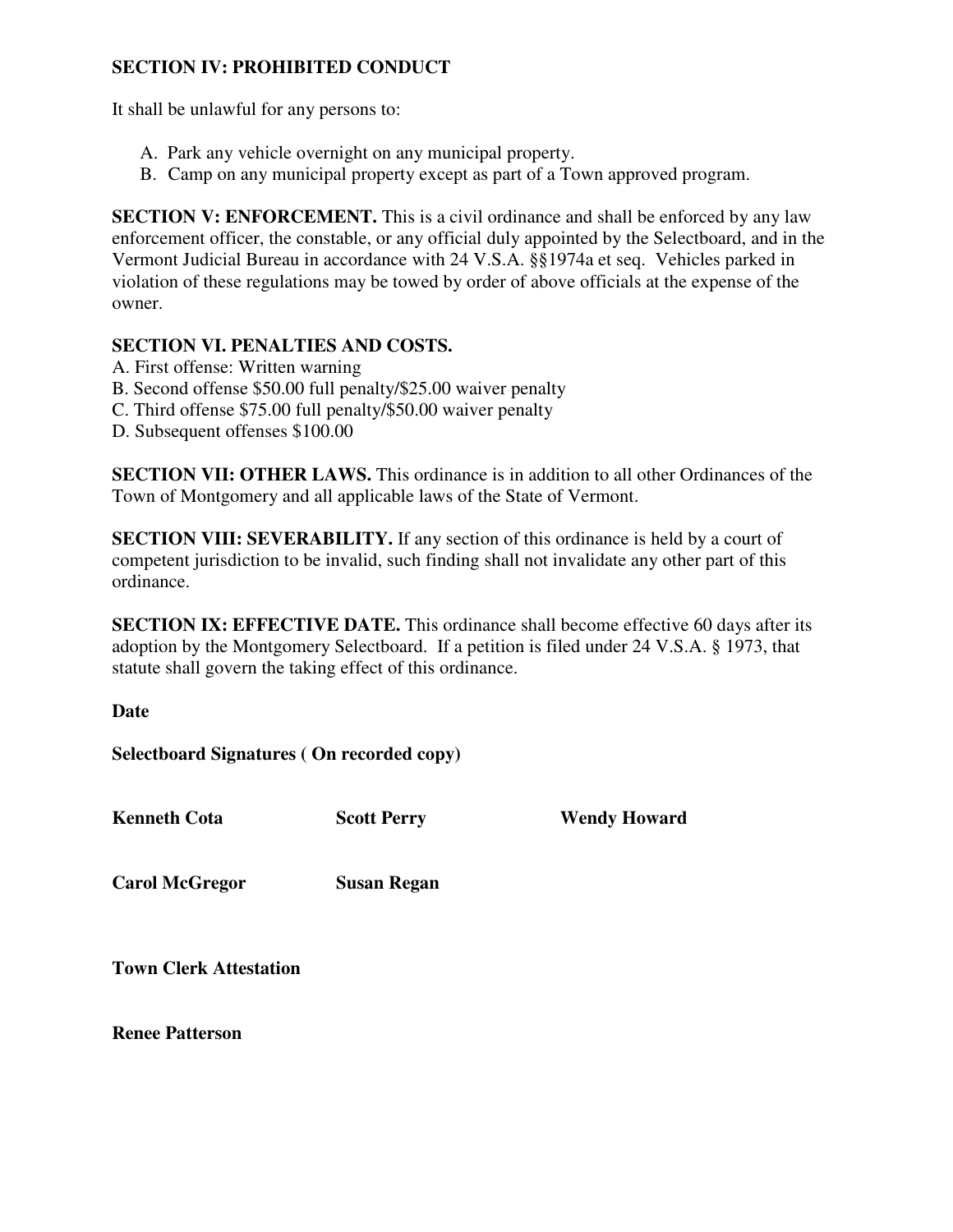**SECTION IV: PROHIBITED CONDUCT**

It shall be unlawful for any persons to:

A. Park any vehicle overnight on any municipal property.
B. Camp on any municipal property except as part of a Town approved program.

**SECTION V: ENFORCEMENT.** This is a civil ordinance and shall be enforced by any law enforcement officer, the constable, or any official duly appointed by the Selectboard, and in the Vermont Judicial Bureau in accordance with 24 V.S.A. §§1974a et seq. Vehicles parked in violation of these regulations may be towed by order of above officials at the expense of the owner.

**SECTION VI. PENALTIES AND COSTS.**

A. First offense: Written warning
B. Second offense $50.00 full penalty/$25.00 waiver penalty
C. Third offense $75.00 full penalty/$50.00 waiver penalty
D. Subsequent offenses $100.00

**SECTION VII: OTHER LAWS.** This ordinance is in addition to all other Ordinances of the Town of Montgomery and all applicable laws of the State of Vermont.

**SECTION VIII: SEVERABILITY.** If any section of this ordinance is held by a court of competent jurisdiction to be invalid, such finding shall not invalidate any other part of this ordinance.

**SECTION IX: EFFECTIVE DATE.** This ordinance shall become effective 60 days after its adoption by the Montgomery Selectboard. If a petition is filed under 24 V.S.A. § 1973, that statute shall govern the taking effect of this ordinance.

**Date**

**Selectboard Signatures ( On recorded copy)**

**Kenneth Cota** **Scott Perry** **Wendy Howard**

**Carol McGregor** **Susan Regan**

**Town Clerk Attestation**

**Renee Patterson**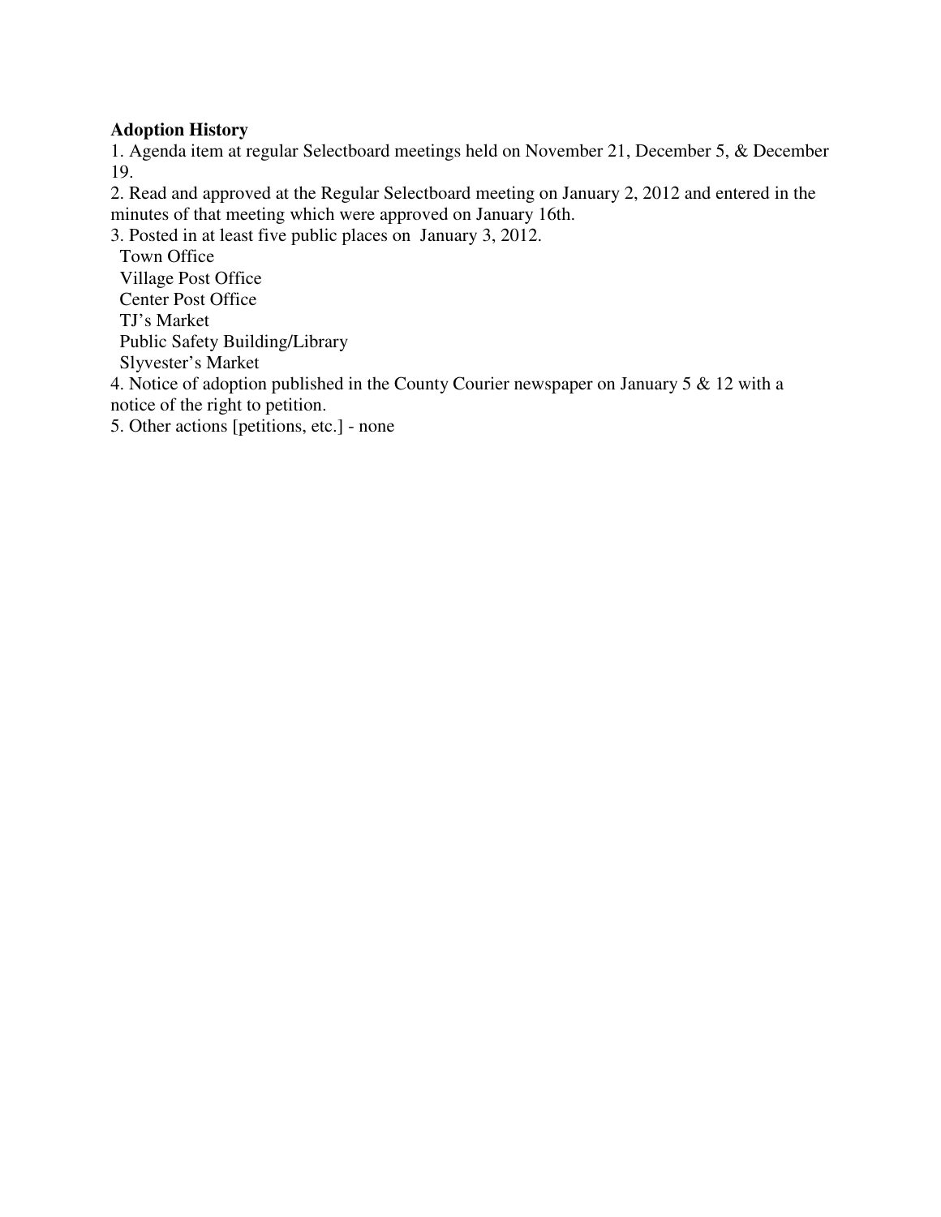**Adoption History**

1. Agenda item at regular Selectboard meetings held on November 21, December 5, & December 19.
2. Read and approved at the Regular Selectboard meeting on January 2, 2012 and entered in the minutes of that meeting which were approved on January 16th.
3. Posted in at least five public places on January 3, 2012.
   - Town Office
   - Village Post Office
   - Center Post Office
   - TJ's Market
   - Public Safety Building/Library
   - Slyvester's Market
4. Notice of adoption published in the County Courier newspaper on January 5 & 12 with a notice of the right to petition.
5. Other actions [petitions, etc.] - none